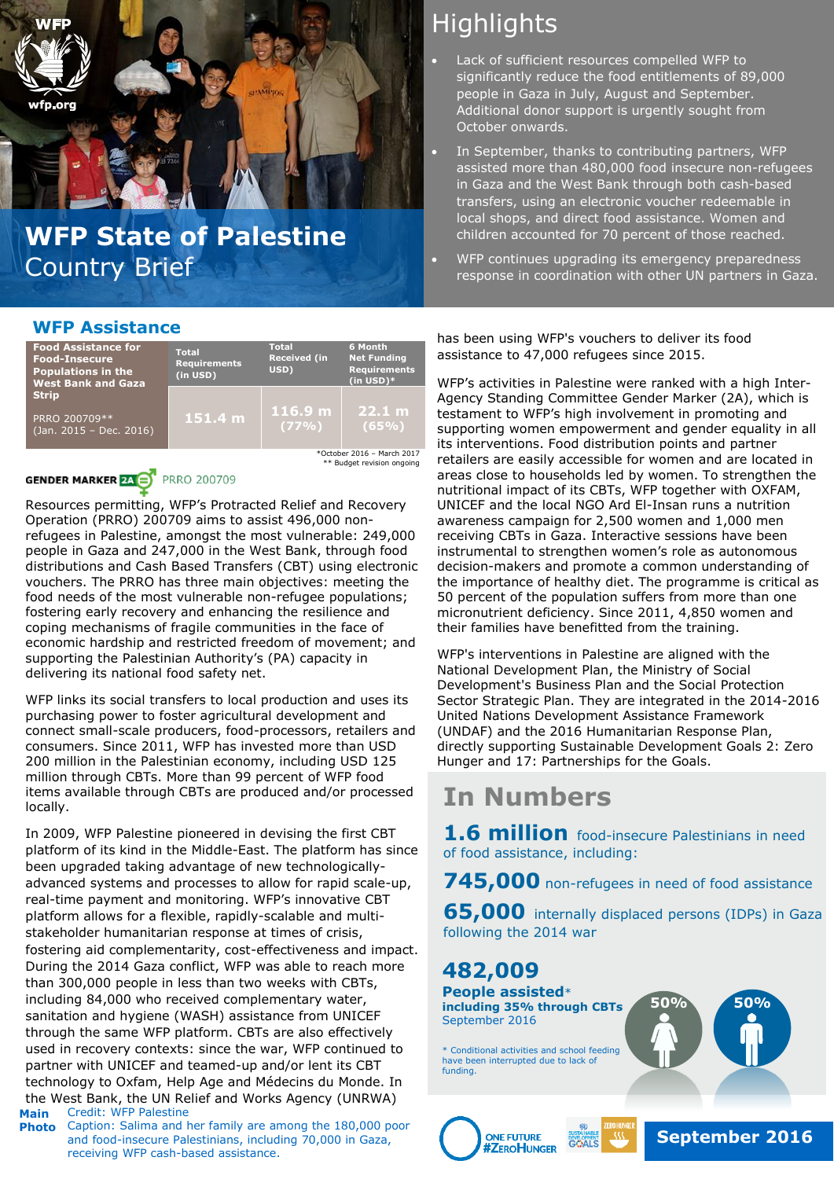# WFP State of Palestine Country Brief

## Highlights

- Lack of sufficient resources compelled WFP to significantly reduce the food entitlements of 89,000 people in Gaza in July, August and September. Additional donor support is urgently sought from October onwards.
- In September, thanks to contributing partners, WFP assisted more than 480,000 food insecure non-refugees in Gaza and the West Bank through both cash-based transfers, using an electronic voucher redeemable in local shops, and direct food assistance. Women and children accounted for 70 percent of those reached.
- WFP continues upgrading its emergency preparedness response in coordination with other UN partners in Gaza.

## WFP Assistance

| Food Assistance for Food-Insecure Populations in the West Bank and Gaza Strip | Total Requirements (in USD) | Total Received (in USD) | 6 Month Net Funding Requirements (in USD)* |
|---|---|---|---|
| PRRO 200709** (Jan. 2015 – Dec. 2016) | 151.4 m | 116.9 m (77%) | 22.1 m (65%) |

*October 2016 – March 2017
** Budget revision ongoing

GENDER MARKER 2A PRRO 200709

Resources permitting, WFP's Protracted Relief and Recovery Operation (PRRO) 200709 aims to assist 496,000 non-refugees in Palestine, amongst the most vulnerable: 249,000 people in Gaza and 247,000 in the West Bank, through food distributions and Cash Based Transfers (CBT) using electronic vouchers. The PRRO has three main objectives: meeting the food needs of the most vulnerable non-refugee populations; fostering early recovery and enhancing the resilience and coping mechanisms of fragile communities in the face of economic hardship and restricted freedom of movement; and supporting the Palestinian Authority's (PA) capacity in delivering its national food safety net.

WFP links its social transfers to local production and uses its purchasing power to foster agricultural development and connect small-scale producers, food-processors, retailers and consumers. Since 2011, WFP has invested more than USD 200 million in the Palestinian economy, including USD 125 million through CBTs. More than 99 percent of WFP food items available through CBTs are produced and/or processed locally.

In 2009, WFP Palestine pioneered in devising the first CBT platform of its kind in the Middle-East. The platform has since been upgraded taking advantage of new technologically-advanced systems and processes to allow for rapid scale-up, real-time payment and monitoring. WFP's innovative CBT platform allows for a flexible, rapidly-scalable and multi-stakeholder humanitarian response at times of crisis, fostering aid complementarity, cost-effectiveness and impact. During the 2014 Gaza conflict, WFP was able to reach more than 300,000 people in less than two weeks with CBTs, including 84,000 who received complementary water, sanitation and hygiene (WASH) assistance from UNICEF through the same WFP platform. CBTs are also effectively used in recovery contexts: since the war, WFP continued to partner with UNICEF and teamed-up and/or lent its CBT technology to Oxfam, Help Age and Médecins du Monde. In the West Bank, the UN Relief and Works Agency (UNRWA) has been using WFP's vouchers to deliver its food assistance to 47,000 refugees since 2015.

WFP's activities in Palestine were ranked with a high Inter-Agency Standing Committee Gender Marker (2A), which is testament to WFP's high involvement in promoting and supporting women empowerment and gender equality in all its interventions. Food distribution points and partner retailers are easily accessible for women and are located in areas close to households led by women. To strengthen the nutritional impact of its CBTs, WFP together with OXFAM, UNICEF and the local NGO Ard El-Insan runs a nutrition awareness campaign for 2,500 women and 1,000 men receiving CBTs in Gaza. Interactive sessions have been instrumental to strengthen women's role as autonomous decision-makers and promote a common understanding of the importance of healthy diet. The programme is critical as 50 percent of the population suffers from more than one micronutrient deficiency. Since 2011, 4,850 women and their families have benefitted from the training.

WFP's interventions in Palestine are aligned with the National Development Plan, the Ministry of Social Development's Business Plan and the Social Protection Sector Strategic Plan. They are integrated in the 2014-2016 United Nations Development Assistance Framework (UNDAF) and the 2016 Humanitarian Response Plan, directly supporting Sustainable Development Goals 2: Zero Hunger and 17: Partnerships for the Goals.

## In Numbers

**1.6 million** food-insecure Palestinians in need of food assistance, including:

**745,000** non-refugees in need of food assistance

**65,000** internally displaced persons (IDPs) in Gaza following the 2014 war

**482,009**
**People assisted*** **including 35% through CBTs**
September 2016

50% 50%

\* Conditional activities and school feeding have been interrupted due to lack of funding.

**Main Photo** Credit: WFP Palestine
Caption: Salima and her family are among the 180,000 poor and food-insecure Palestinians, including 70,000 in Gaza, receiving WFP cash-based assistance.

**September 2016**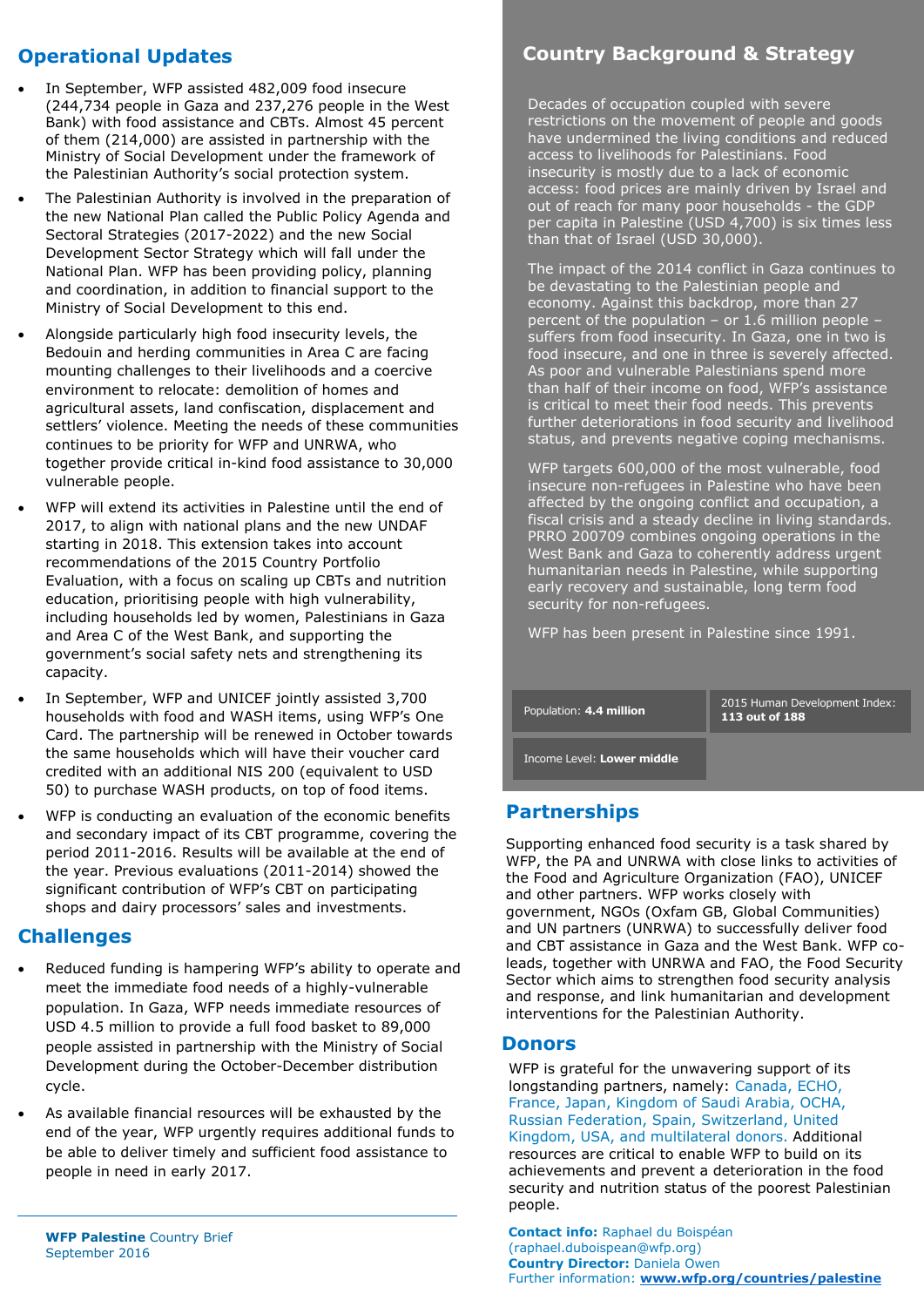## Operational Updates

- In September, WFP assisted 482,009 food insecure (244,734 people in Gaza and 237,276 people in the West Bank) with food assistance and CBTs. Almost 45 percent of them (214,000) are assisted in partnership with the Ministry of Social Development under the framework of the Palestinian Authority's social protection system.
- The Palestinian Authority is involved in the preparation of the new National Plan called the Public Policy Agenda and Sectoral Strategies (2017-2022) and the new Social Development Sector Strategy which will fall under the National Plan. WFP has been providing policy, planning and coordination, in addition to financial support to the Ministry of Social Development to this end.
- Alongside particularly high food insecurity levels, the Bedouin and herding communities in Area C are facing mounting challenges to their livelihoods and a coercive environment to relocate: demolition of homes and agricultural assets, land confiscation, displacement and settlers' violence. Meeting the needs of these communities continues to be priority for WFP and UNRWA, who together provide critical in-kind food assistance to 30,000 vulnerable people.
- WFP will extend its activities in Palestine until the end of 2017, to align with national plans and the new UNDAF starting in 2018. This extension takes into account recommendations of the 2015 Country Portfolio Evaluation, with a focus on scaling up CBTs and nutrition education, prioritising people with high vulnerability, including households led by women, Palestinians in Gaza and Area C of the West Bank, and supporting the government's social safety nets and strengthening its capacity.
- In September, WFP and UNICEF jointly assisted 3,700 households with food and WASH items, using WFP's One Card. The partnership will be renewed in October towards the same households which will have their voucher card credited with an additional NIS 200 (equivalent to USD 50) to purchase WASH products, on top of food items.
- WFP is conducting an evaluation of the economic benefits and secondary impact of its CBT programme, covering the period 2011-2016. Results will be available at the end of the year. Previous evaluations (2011-2014) showed the significant contribution of WFP's CBT on participating shops and dairy processors' sales and investments.

## Challenges

- Reduced funding is hampering WFP's ability to operate and meet the immediate food needs of a highly-vulnerable population. In Gaza, WFP needs immediate resources of USD 4.5 million to provide a full food basket to 89,000 people assisted in partnership with the Ministry of Social Development during the October-December distribution cycle.
- As available financial resources will be exhausted by the end of the year, WFP urgently requires additional funds to be able to deliver timely and sufficient food assistance to people in need in early 2017.

## Country Background & Strategy

Decades of occupation coupled with severe restrictions on the movement of people and goods have undermined the living conditions and reduced access to livelihoods for Palestinians. Food insecurity is mostly due to a lack of economic access: food prices are mainly driven by Israel and out of reach for many poor households - the GDP per capita in Palestine (USD 4,700) is six times less than that of Israel (USD 30,000).

The impact of the 2014 conflict in Gaza continues to be devastating to the Palestinian people and economy. Against this backdrop, more than 27 percent of the population – or 1.6 million people – suffers from food insecurity. In Gaza, one in two is food insecure, and one in three is severely affected. As poor and vulnerable Palestinians spend more than half of their income on food, WFP's assistance is critical to meet their food needs. This prevents further deteriorations in food security and livelihood status, and prevents negative coping mechanisms.

WFP targets 600,000 of the most vulnerable, food insecure non-refugees in Palestine who have been affected by the ongoing conflict and occupation, a fiscal crisis and a steady decline in living standards. PRRO 200709 combines ongoing operations in the West Bank and Gaza to coherently address urgent humanitarian needs in Palestine, while supporting early recovery and sustainable, long term food security for non-refugees.

WFP has been present in Palestine since 1991.

| | |
|---|---|
| Population: **4.4 million** | 2015 Human Development Index: **113 out of 188** |
| Income Level: **Lower middle** | |

## Partnerships

Supporting enhanced food security is a task shared by WFP, the PA and UNRWA with close links to activities of the Food and Agriculture Organization (FAO), UNICEF and other partners. WFP works closely with government, NGOs (Oxfam GB, Global Communities) and UN partners (UNRWA) to successfully deliver food and CBT assistance in Gaza and the West Bank. WFP co-leads, together with UNRWA and FAO, the Food Security Sector which aims to strengthen food security analysis and response, and link humanitarian and development interventions for the Palestinian Authority.

## Donors

WFP is grateful for the unwavering support of its longstanding partners, namely: Canada, ECHO, France, Japan, Kingdom of Saudi Arabia, OCHA, Russian Federation, Spain, Switzerland, United Kingdom, USA, and multilateral donors. Additional resources are critical to enable WFP to build on its achievements and prevent a deterioration in the food security and nutrition status of the poorest Palestinian people.

**Contact info:** Raphael du Boispéan (raphael.duboispean@wfp.org)
**Country Director:** Daniela Owen
Further information: **www.wfp.org/countries/palestine**